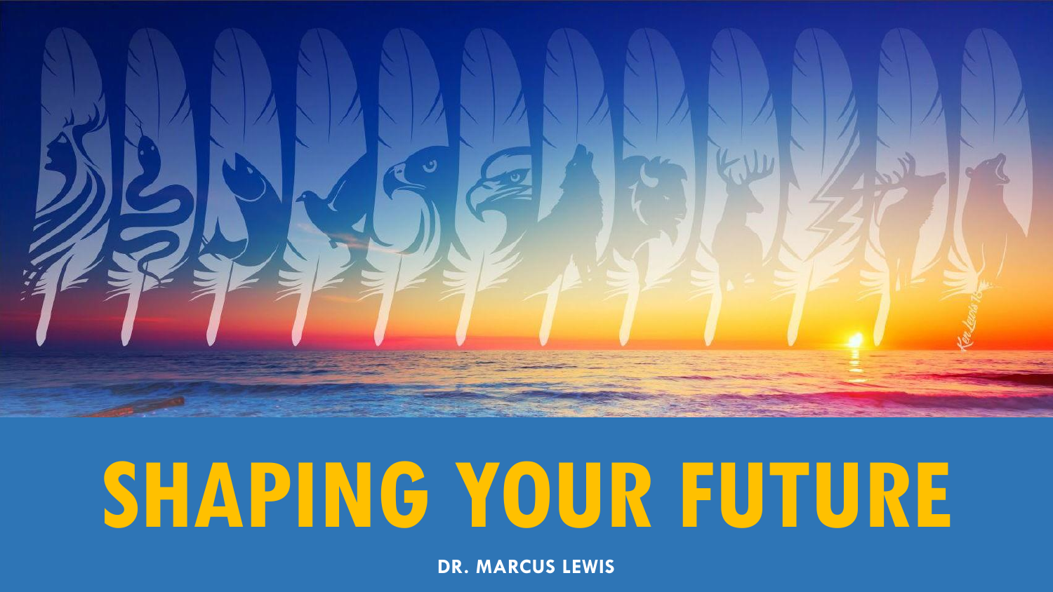# SHAPING YOUR FUTURE

**DR. MARCUS LEWIS**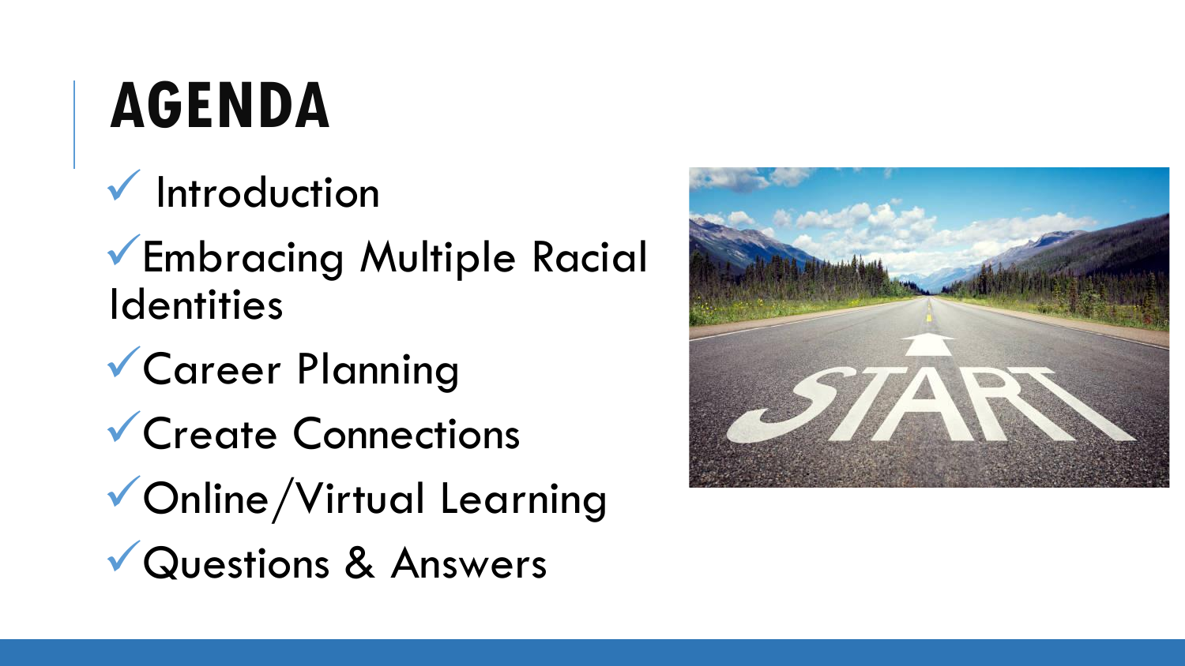# AGENDA

- ✓ Introduction
- ✓ Embracing Multiple Racial Identities
- ✓ Career Planning
- ✓ Create Connections
- ✓ Online/Virtual Learning
- ✓ Questions & Answers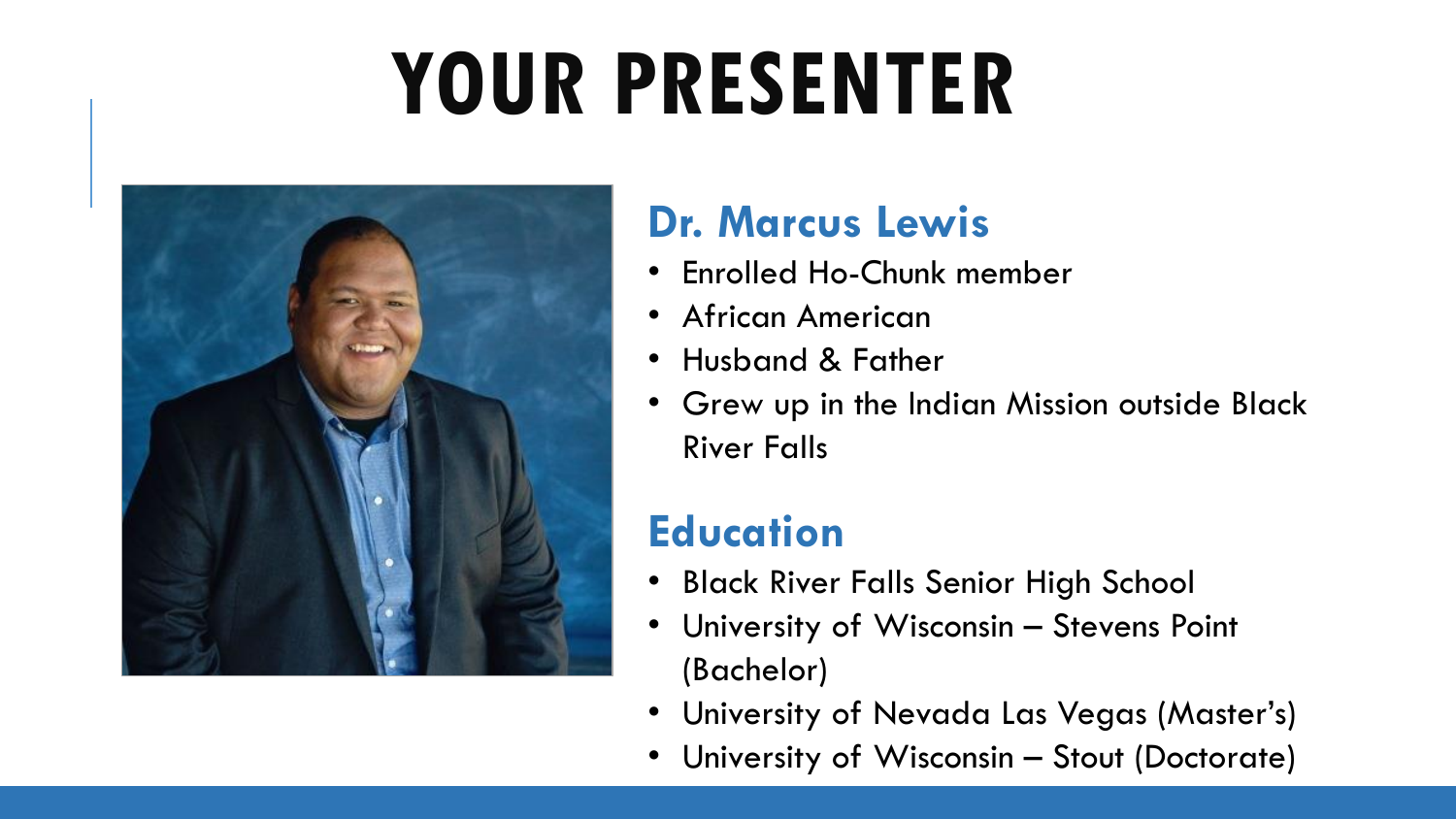# YOUR PRESENTER

## Dr. Marcus Lewis

- Enrolled Ho-Chunk member
- African American
- Husband & Father
- Grew up in the Indian Mission outside Black River Falls

## Education

- Black River Falls Senior High School
- University of Wisconsin – Stevens Point (Bachelor)
- University of Nevada Las Vegas (Master's)
- University of Wisconsin – Stout (Doctorate)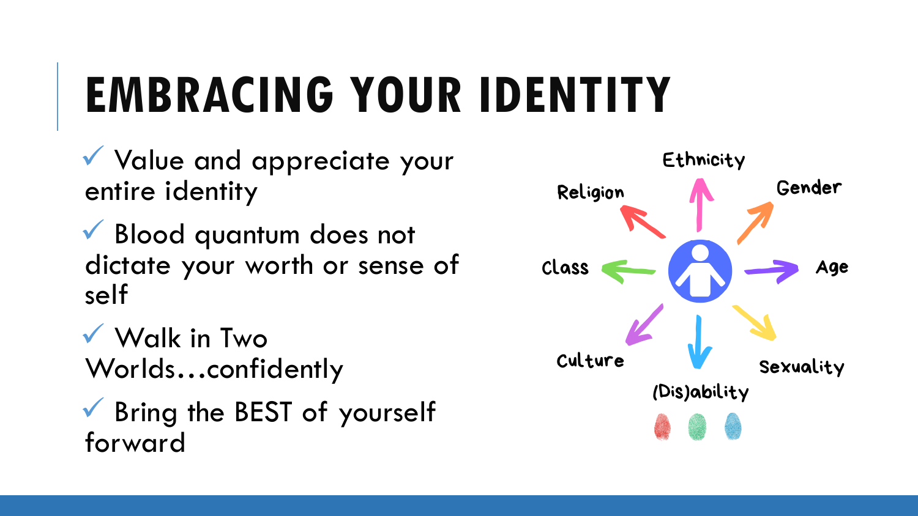# EMBRACING YOUR IDENTITY

- ✓ Value and appreciate your entire identity
- ✓ Blood quantum does not dictate your worth or sense of self
- ✓ Walk in Two Worlds…confidently
- ✓ Bring the BEST of yourself forward

Ethnicity
Religion
Gender
Class
Age
Culture
Sexuality
(Dis)ability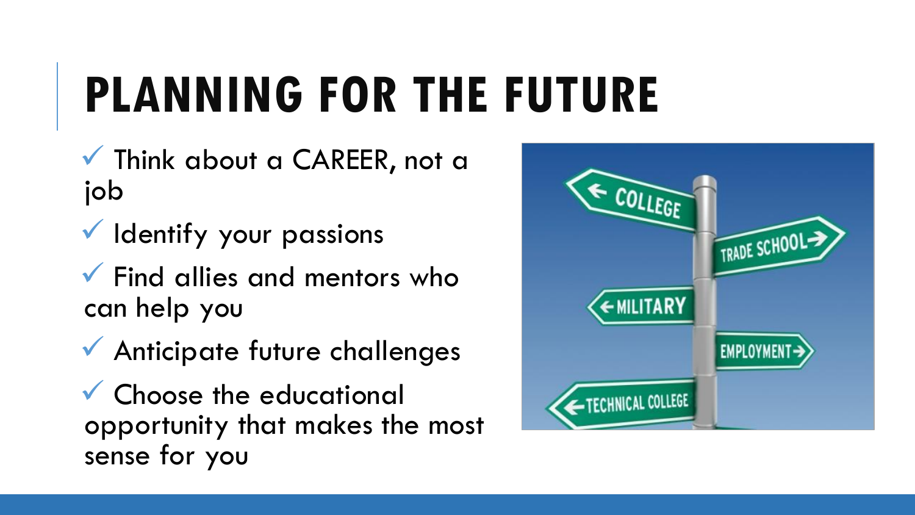# PLANNING FOR THE FUTURE

- ✓ Think about a CAREER, not a job
- ✓ Identify your passions
- ✓ Find allies and mentors who can help you
- ✓ Anticipate future challenges
- ✓ Choose the educational opportunity that makes the most sense for you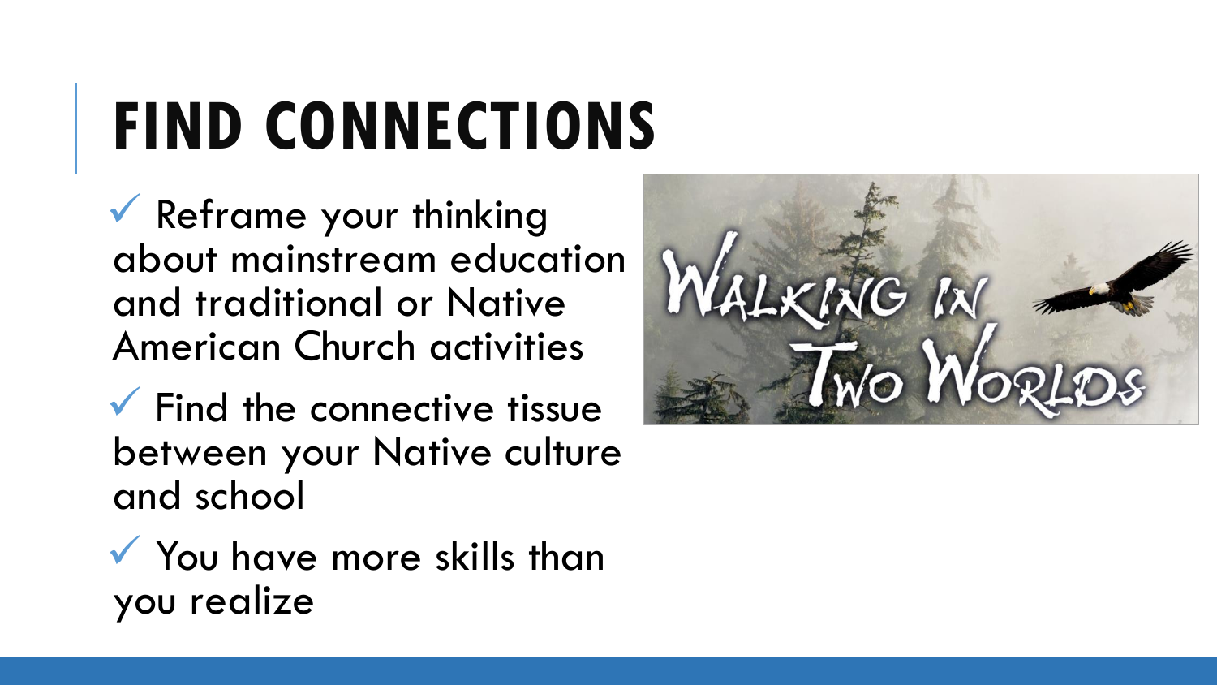# FIND CONNECTIONS

- ✓ Reframe your thinking about mainstream education and traditional or Native American Church activities
- ✓ Find the connective tissue between your Native culture and school
- ✓ You have more skills than you realize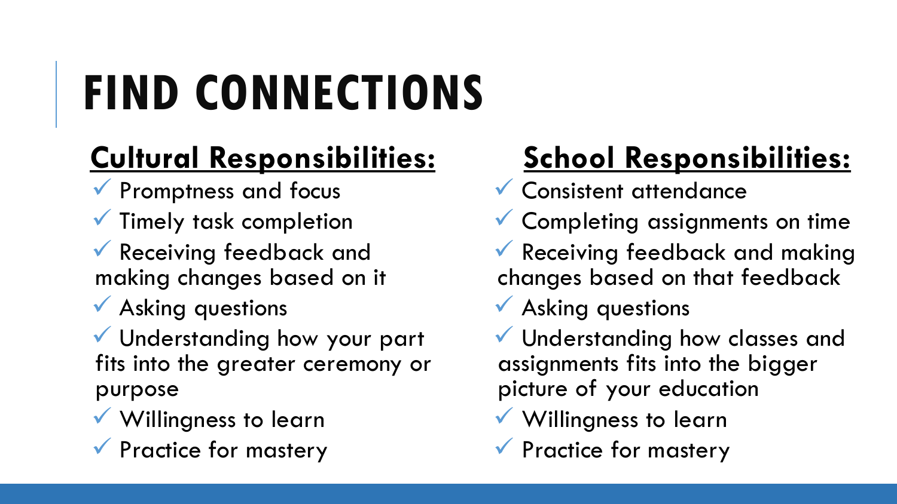# FIND CONNECTIONS

## Cultural Responsibilities:

- ✓ Promptness and focus
- ✓ Timely task completion
- ✓ Receiving feedback and making changes based on it
- ✓ Asking questions
- ✓ Understanding how your part fits into the greater ceremony or purpose
- ✓ Willingness to learn
- ✓ Practice for mastery

## School Responsibilities:

- ✓ Consistent attendance
- ✓ Completing assignments on time
- ✓ Receiving feedback and making changes based on that feedback
- ✓ Asking questions
- ✓ Understanding how classes and assignments fits into the bigger picture of your education
- ✓ Willingness to learn
- ✓ Practice for mastery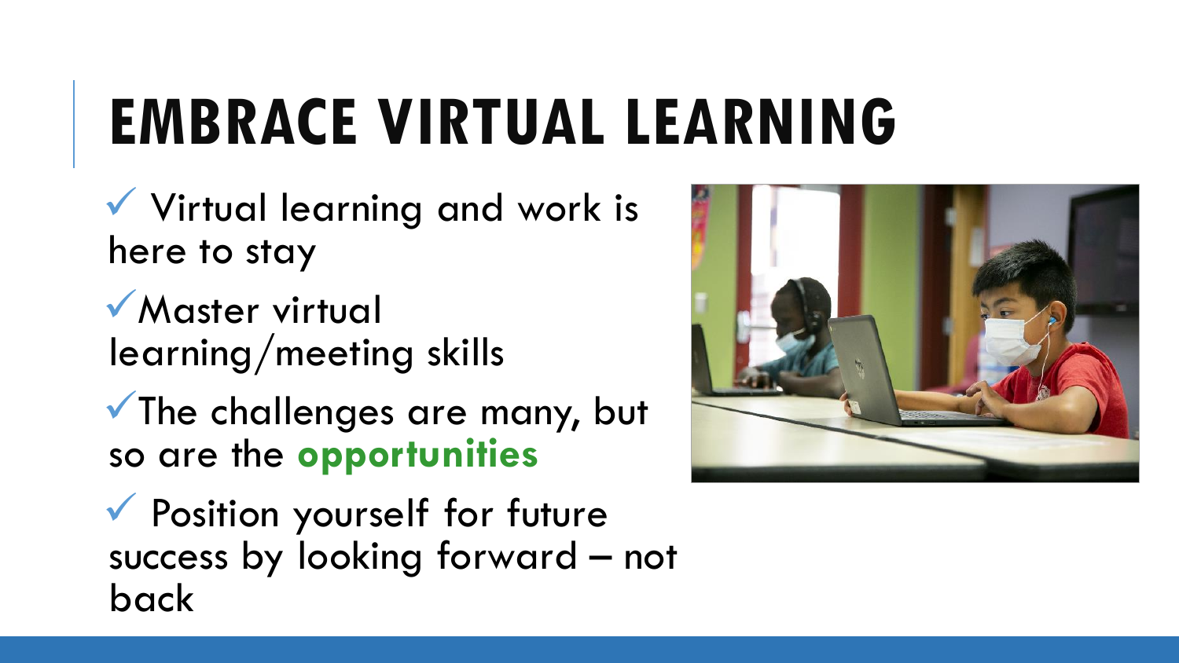# EMBRACE VIRTUAL LEARNING

- ✓ Virtual learning and work is here to stay
- ✓Master virtual learning/meeting skills
- ✓The challenges are many, but so are the **opportunities**
- ✓ Position yourself for future success by looking forward – not back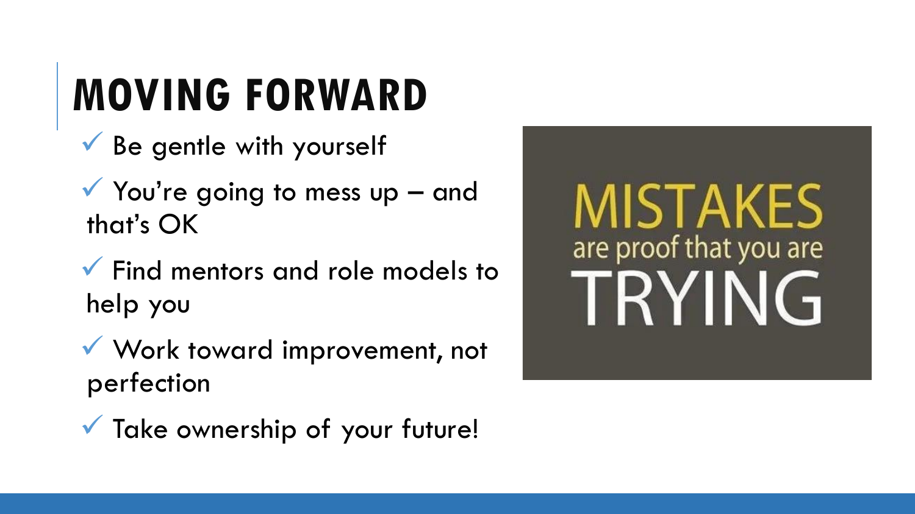# MOVING FORWARD

- ✓ Be gentle with yourself
- ✓ You're going to mess up – and that's OK
- ✓ Find mentors and role models to help you
- ✓ Work toward improvement, not perfection
- ✓ Take ownership of your future!

MISTAKES are proof that you are TRYING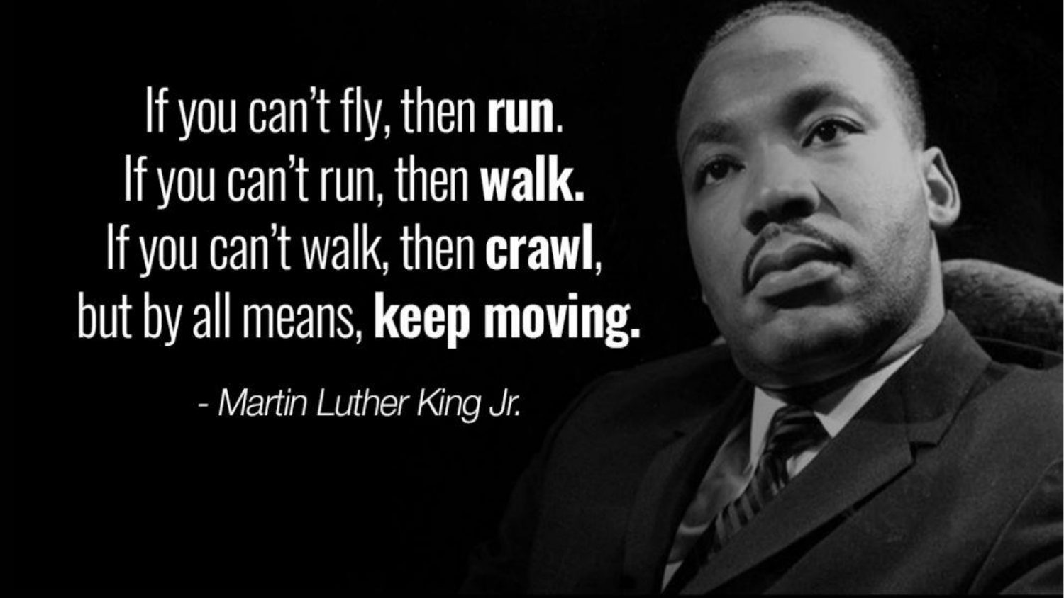If you can't fly, then **run**.
If you can't run, then **walk.**
If you can't walk, then **crawl**,
but by all means, **keep moving.**

*- Martin Luther King Jr.*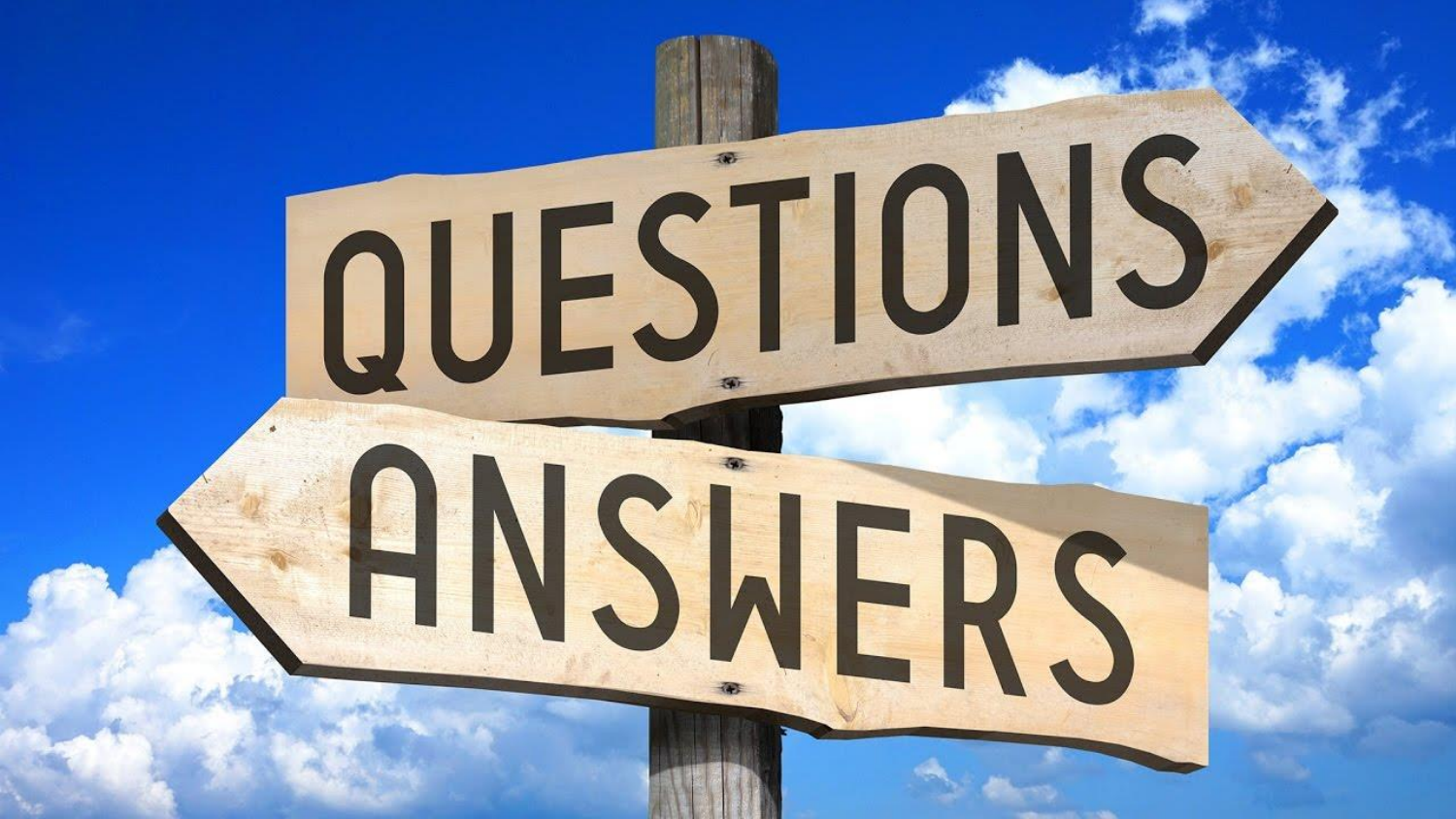QUESTIONS

ANSWERS